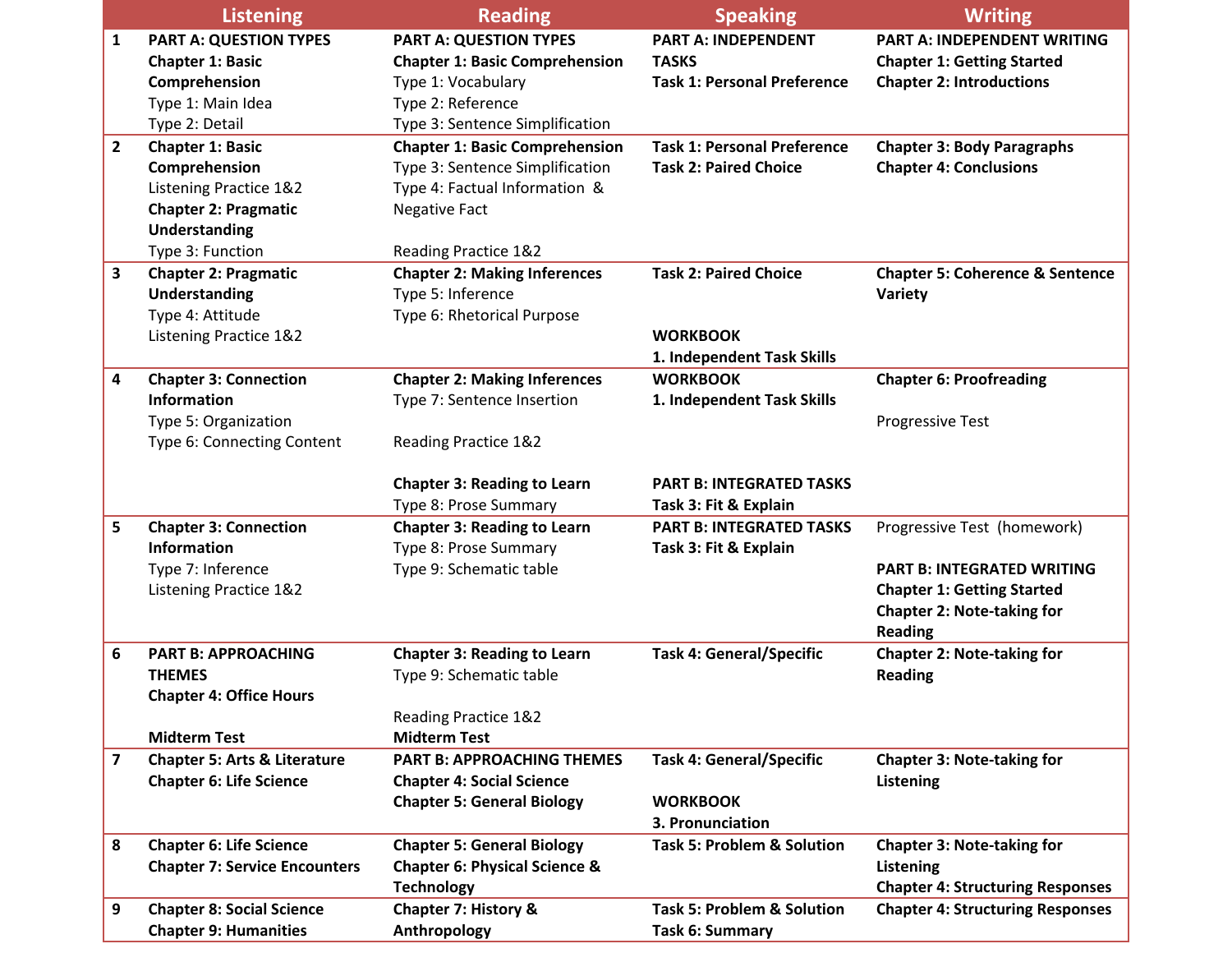| | Listening | Reading | Speaking | Writing |
|---|---|---|---|---|
| 1 | **PART A: QUESTION TYPES**<br>**Chapter 1: Basic Comprehension**<br>Type 1: Main Idea<br>Type 2: Detail | **PART A: QUESTION TYPES**<br>**Chapter 1: Basic Comprehension**<br>Type 1: Vocabulary<br>Type 2: Reference<br>Type 3: Sentence Simplification | **PART A: INDEPENDENT TASKS**<br>**Task 1: Personal Preference** | **PART A: INDEPENDENT WRITING**<br>**Chapter 1: Getting Started**<br>**Chapter 2: Introductions** |
| 2 | **Chapter 1: Basic Comprehension**<br>Listening Practice 1&2<br>**Chapter 2: Pragmatic Understanding**<br>Type 3: Function | **Chapter 1: Basic Comprehension**<br>Type 3: Sentence Simplification<br>Type 4: Factual Information & Negative Fact<br><br>Reading Practice 1&2 | **Task 1: Personal Preference**<br>**Task 2: Paired Choice** | **Chapter 3: Body Paragraphs**<br>**Chapter 4: Conclusions** |
| 3 | **Chapter 2: Pragmatic Understanding**<br>Type 4: Attitude<br>Listening Practice 1&2 | **Chapter 2: Making Inferences**<br>Type 5: Inference<br>Type 6: Rhetorical Purpose | **Task 2: Paired Choice**<br><br>**WORKBOOK**<br>**1. Independent Task Skills** | **Chapter 5: Coherence & Sentence Variety** |
| 4 | **Chapter 3: Connection Information**<br>Type 5: Organization<br>Type 6: Connecting Content | **Chapter 2: Making Inferences**<br>Type 7: Sentence Insertion<br><br>Reading Practice 1&2<br><br>**Chapter 3: Reading to Learn**<br>Type 8: Prose Summary | **WORKBOOK**<br>**1. Independent Task Skills**<br><br>**PART B: INTEGRATED TASKS**<br>**Task 3: Fit & Explain** | **Chapter 6: Proofreading**<br><br>Progressive Test |
| 5 | **Chapter 3: Connection Information**<br>Type 7: Inference<br>Listening Practice 1&2 | **Chapter 3: Reading to Learn**<br>Type 8: Prose Summary<br>Type 9: Schematic table | **PART B: INTEGRATED TASKS**<br>**Task 3: Fit & Explain** | Progressive Test (homework)<br><br>**PART B: INTEGRATED WRITING**<br>**Chapter 1: Getting Started**<br>**Chapter 2: Note-taking for Reading** |
| 6 | **PART B: APPROACHING THEMES**<br>**Chapter 4: Office Hours**<br><br>**Midterm Test** | **Chapter 3: Reading to Learn**<br>Type 9: Schematic table<br><br>Reading Practice 1&2<br>**Midterm Test** | **Task 4: General/Specific** | **Chapter 2: Note-taking for Reading** |
| 7 | **Chapter 5: Arts & Literature**<br>**Chapter 6: Life Science** | **PART B: APPROACHING THEMES**<br>**Chapter 4: Social Science**<br>**Chapter 5: General Biology** | **Task 4: General/Specific**<br><br>**WORKBOOK**<br>**3. Pronunciation** | **Chapter 3: Note-taking for Listening** |
| 8 | **Chapter 6: Life Science**<br>**Chapter 7: Service Encounters** | **Chapter 5: General Biology**<br>**Chapter 6: Physical Science & Technology** | **Task 5: Problem & Solution** | **Chapter 3: Note-taking for Listening**<br>**Chapter 4: Structuring Responses** |
| 9 | **Chapter 8: Social Science**<br>**Chapter 9: Humanities** | **Chapter 7: History & Anthropology** | **Task 5: Problem & Solution**<br>**Task 6: Summary** | **Chapter 4: Structuring Responses** |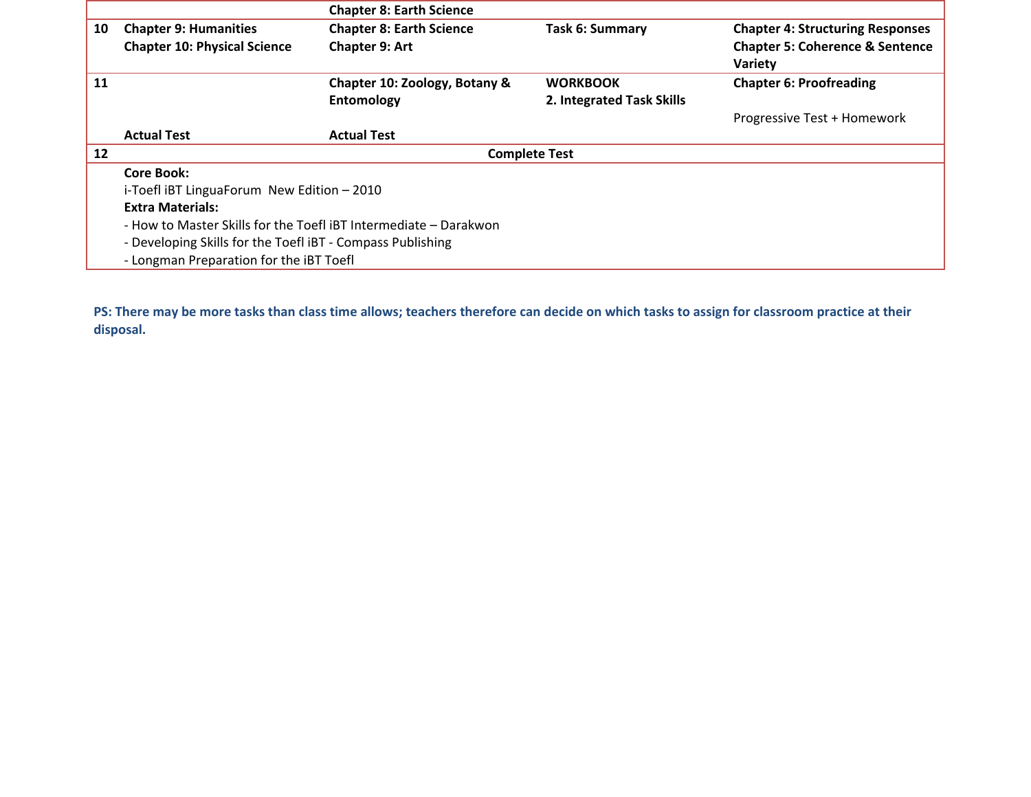| | | | | |
|---|---|---|---|---|
| | | **Chapter 8: Earth Science** | | |
| **10** | **Chapter 9: Humanities**<br>**Chapter 10: Physical Science** | **Chapter 8: Earth Science**<br>**Chapter 9: Art** | **Task 6: Summary** | **Chapter 4: Structuring Responses**<br>**Chapter 5: Coherence & Sentence Variety** |
| **11** | <br><br>**Actual Test** | **Chapter 10: Zoology, Botany & Entomology**<br><br>**Actual Test** | **WORKBOOK**<br>**2. Integrated Task Skills** | **Chapter 6: Proofreading**<br><br>Progressive Test + Homework |
| **12** | **Complete Test** | | | |
| | **Core Book:**<br>i-Toefl iBT LinguaForum New Edition – 2010<br>**Extra Materials:**<br>- How to Master Skills for the Toefl iBT Intermediate – Darakwon<br>- Developing Skills for the Toefl iBT - Compass Publishing<br>- Longman Preparation for the iBT Toefl | | | |

**PS: There may be more tasks than class time allows; teachers therefore can decide on which tasks to assign for classroom practice at their disposal.**